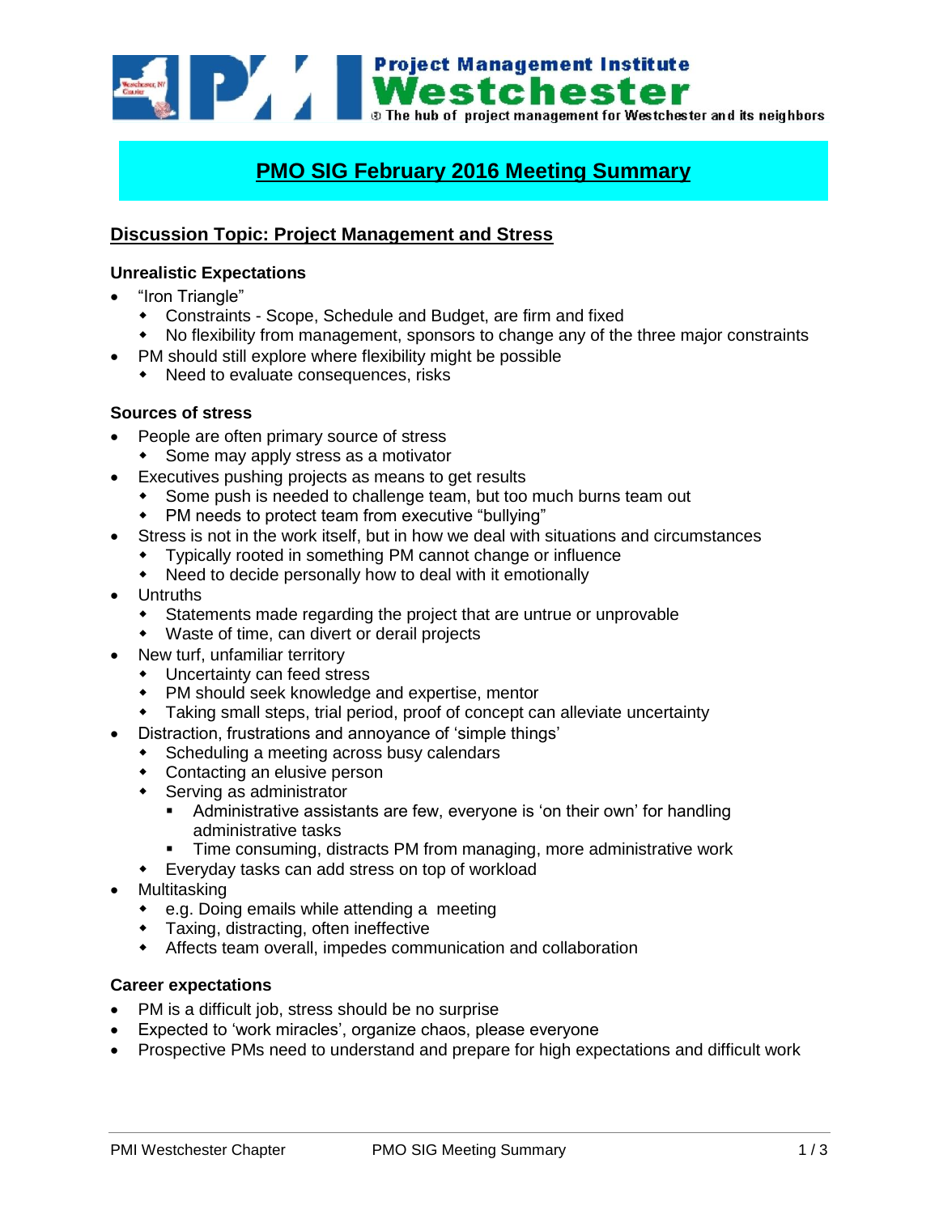Project Management Institute
Westchester
The hub of project management for Westchester and its neighbors

# PMO SIG February 2016 Meeting Summary

## Discussion Topic: Project Management and Stress

### Unrealistic Expectations

- "Iron Triangle"
  - Constraints - Scope, Schedule and Budget, are firm and fixed
  - No flexibility from management, sponsors to change any of the three major constraints
- PM should still explore where flexibility might be possible
  - Need to evaluate consequences, risks

### Sources of stress

- People are often primary source of stress
  - Some may apply stress as a motivator
- Executives pushing projects as means to get results
  - Some push is needed to challenge team, but too much burns team out
  - PM needs to protect team from executive "bullying"
- Stress is not in the work itself, but in how we deal with situations and circumstances
  - Typically rooted in something PM cannot change or influence
  - Need to decide personally how to deal with it emotionally
- Untruths
  - Statements made regarding the project that are untrue or unprovable
  - Waste of time, can divert or derail projects
- New turf, unfamiliar territory
  - Uncertainty can feed stress
  - PM should seek knowledge and expertise, mentor
  - Taking small steps, trial period, proof of concept can alleviate uncertainty
- Distraction, frustrations and annoyance of 'simple things'
  - Scheduling a meeting across busy calendars
  - Contacting an elusive person
  - Serving as administrator
    - Administrative assistants are few, everyone is 'on their own' for handling administrative tasks
    - Time consuming, distracts PM from managing, more administrative work
  - Everyday tasks can add stress on top of workload
- Multitasking
  - e.g. Doing emails while attending a meeting
  - Taxing, distracting, often ineffective
  - Affects team overall, impedes communication and collaboration

### Career expectations

- PM is a difficult job, stress should be no surprise
- Expected to 'work miracles', organize chaos, please everyone
- Prospective PMs need to understand and prepare for high expectations and difficult work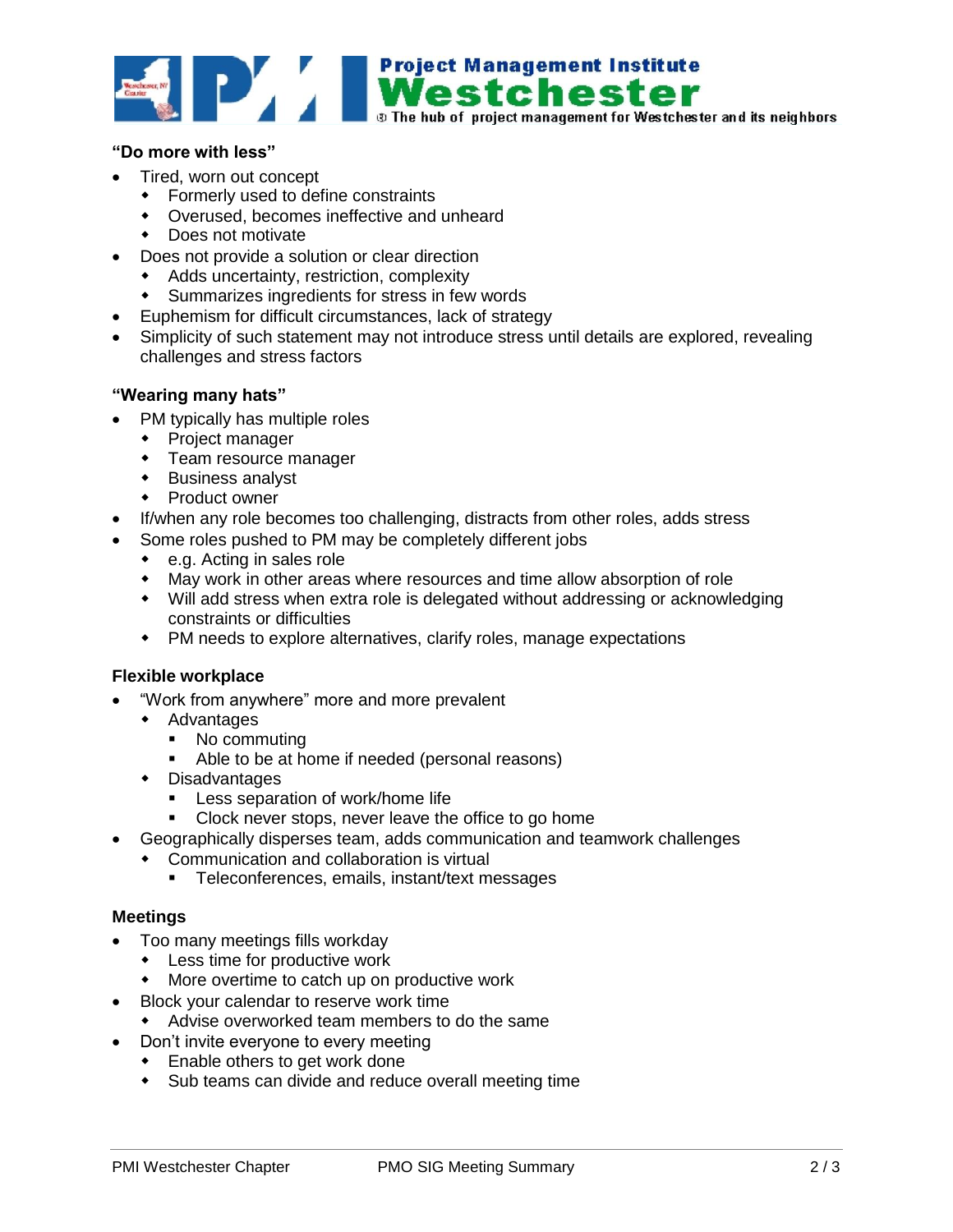**"Do more with less"**

- Tired, worn out concept
  - Formerly used to define constraints
  - Overused, becomes ineffective and unheard
  - Does not motivate
- Does not provide a solution or clear direction
  - Adds uncertainty, restriction, complexity
  - Summarizes ingredients for stress in few words
- Euphemism for difficult circumstances, lack of strategy
- Simplicity of such statement may not introduce stress until details are explored, revealing challenges and stress factors

**"Wearing many hats"**

- PM typically has multiple roles
  - Project manager
  - Team resource manager
  - Business analyst
  - Product owner
- If/when any role becomes too challenging, distracts from other roles, adds stress
- Some roles pushed to PM may be completely different jobs
  - e.g. Acting in sales role
  - May work in other areas where resources and time allow absorption of role
  - Will add stress when extra role is delegated without addressing or acknowledging constraints or difficulties
  - PM needs to explore alternatives, clarify roles, manage expectations

**Flexible workplace**

- "Work from anywhere" more and more prevalent
  - Advantages
    - No commuting
    - Able to be at home if needed (personal reasons)
  - Disadvantages
    - Less separation of work/home life
    - Clock never stops, never leave the office to go home
- Geographically disperses team, adds communication and teamwork challenges
  - Communication and collaboration is virtual
    - Teleconferences, emails, instant/text messages

**Meetings**

- Too many meetings fills workday
  - Less time for productive work
  - More overtime to catch up on productive work
- Block your calendar to reserve work time
  - Advise overworked team members to do the same
- Don't invite everyone to every meeting
  - Enable others to get work done
  - Sub teams can divide and reduce overall meeting time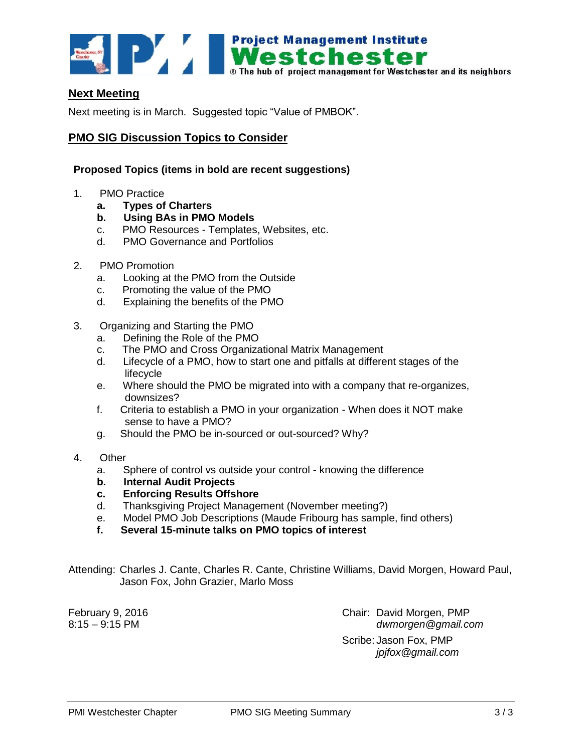## Next Meeting

Next meeting is in March. Suggested topic “Value of PMBOK”.

## PMO SIG Discussion Topics to Consider

**Proposed Topics (items in bold are recent suggestions)**

1. PMO Practice
   - a. **Types of Charters**
   - b. **Using BAs in PMO Models**
   - c. PMO Resources - Templates, Websites, etc.
   - d. PMO Governance and Portfolios

2. PMO Promotion
   - a. Looking at the PMO from the Outside
   - c. Promoting the value of the PMO
   - d. Explaining the benefits of the PMO

3. Organizing and Starting the PMO
   - a. Defining the Role of the PMO
   - c. The PMO and Cross Organizational Matrix Management
   - d. Lifecycle of a PMO, how to start one and pitfalls at different stages of the lifecycle
   - e. Where should the PMO be migrated into with a company that re-organizes, downsizes?
   - f. Criteria to establish a PMO in your organization - When does it NOT make sense to have a PMO?
   - g. Should the PMO be in-sourced or out-sourced? Why?

4. Other
   - a. Sphere of control vs outside your control - knowing the difference
   - b. **Internal Audit Projects**
   - c. **Enforcing Results Offshore**
   - d. Thanksgiving Project Management (November meeting?)
   - e. Model PMO Job Descriptions (Maude Fribourg has sample, find others)
   - f. **Several 15-minute talks on PMO topics of interest**

Attending: Charles J. Cante, Charles R. Cante, Christine Williams, David Morgen, Howard Paul, Jason Fox, John Grazier, Marlo Moss

February 9, 2016
8:15 – 9:15 PM

Chair: David Morgen, PMP
*dwmorgen@gmail.com*

Scribe: Jason Fox, PMP
*jpjfox@gmail.com*